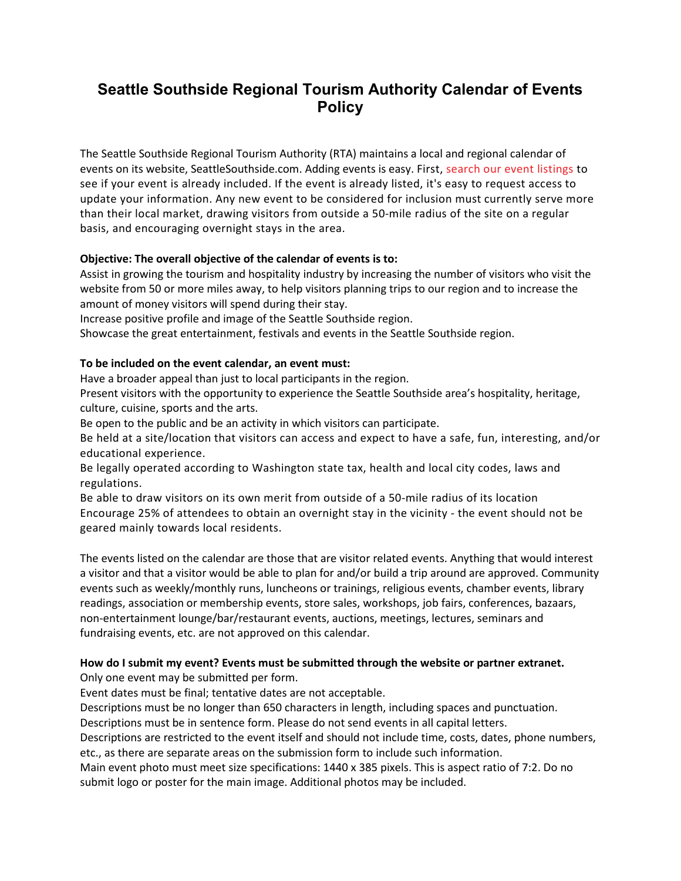# Seattle Southside Regional Tourism Authority Calendar of Events Policy

The Seattle Southside Regional Tourism Authority (RTA) maintains a local and regional calendar of events on its website, SeattleSouthside.com. Adding events is easy. First, search our event listings to see if your event is already included. If the event is already listed, it's easy to request access to update your information. Any new event to be considered for inclusion must currently serve more than their local market, drawing visitors from outside a 50-mile radius of the site on a regular basis, and encouraging overnight stays in the area.

**Objective: The overall objective of the calendar of events is to:**

Assist in growing the tourism and hospitality industry by increasing the number of visitors who visit the website from 50 or more miles away, to help visitors planning trips to our region and to increase the amount of money visitors will spend during their stay.

Increase positive profile and image of the Seattle Southside region.

Showcase the great entertainment, festivals and events in the Seattle Southside region.

**To be included on the event calendar, an event must:**

Have a broader appeal than just to local participants in the region.

Present visitors with the opportunity to experience the Seattle Southside area's hospitality, heritage, culture, cuisine, sports and the arts.

Be open to the public and be an activity in which visitors can participate.

Be held at a site/location that visitors can access and expect to have a safe, fun, interesting, and/or educational experience.

Be legally operated according to Washington state tax, health and local city codes, laws and regulations.

Be able to draw visitors on its own merit from outside of a 50-mile radius of its location

Encourage 25% of attendees to obtain an overnight stay in the vicinity - the event should not be geared mainly towards local residents.

The events listed on the calendar are those that are visitor related events. Anything that would interest a visitor and that a visitor would be able to plan for and/or build a trip around are approved. Community events such as weekly/monthly runs, luncheons or trainings, religious events, chamber events, library readings, association or membership events, store sales, workshops, job fairs, conferences, bazaars, non-entertainment lounge/bar/restaurant events, auctions, meetings, lectures, seminars and fundraising events, etc. are not approved on this calendar.

**How do I submit my event? Events must be submitted through the website or partner extranet.**

Only one event may be submitted per form.

Event dates must be final; tentative dates are not acceptable.

Descriptions must be no longer than 650 characters in length, including spaces and punctuation.

Descriptions must be in sentence form. Please do not send events in all capital letters.

Descriptions are restricted to the event itself and should not include time, costs, dates, phone numbers, etc., as there are separate areas on the submission form to include such information.

Main event photo must meet size specifications: 1440 x 385 pixels. This is aspect ratio of 7:2. Do no submit logo or poster for the main image. Additional photos may be included.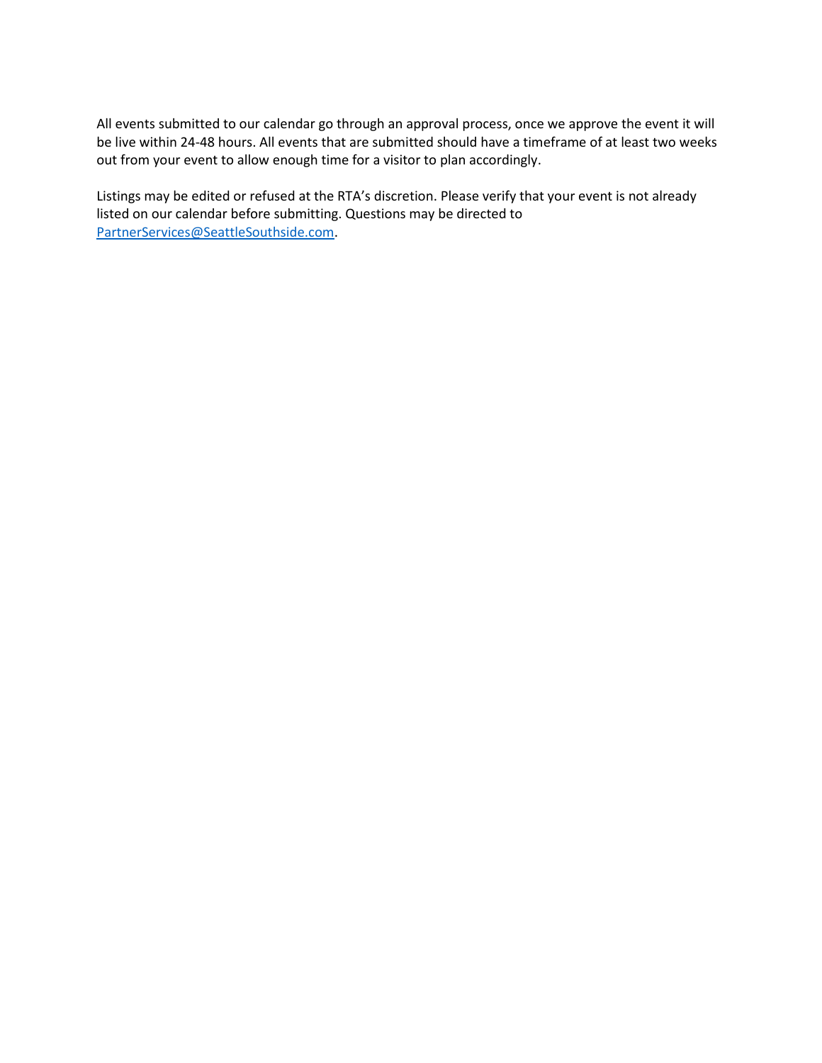All events submitted to our calendar go through an approval process, once we approve the event it will be live within 24-48 hours. All events that are submitted should have a timeframe of at least two weeks out from your event to allow enough time for a visitor to plan accordingly.

Listings may be edited or refused at the RTA's discretion. Please verify that your event is not already listed on our calendar before submitting. Questions may be directed to [PartnerServices@SeattleSouthside.com](mailto:PartnerServices@SeattleSouthside.com).